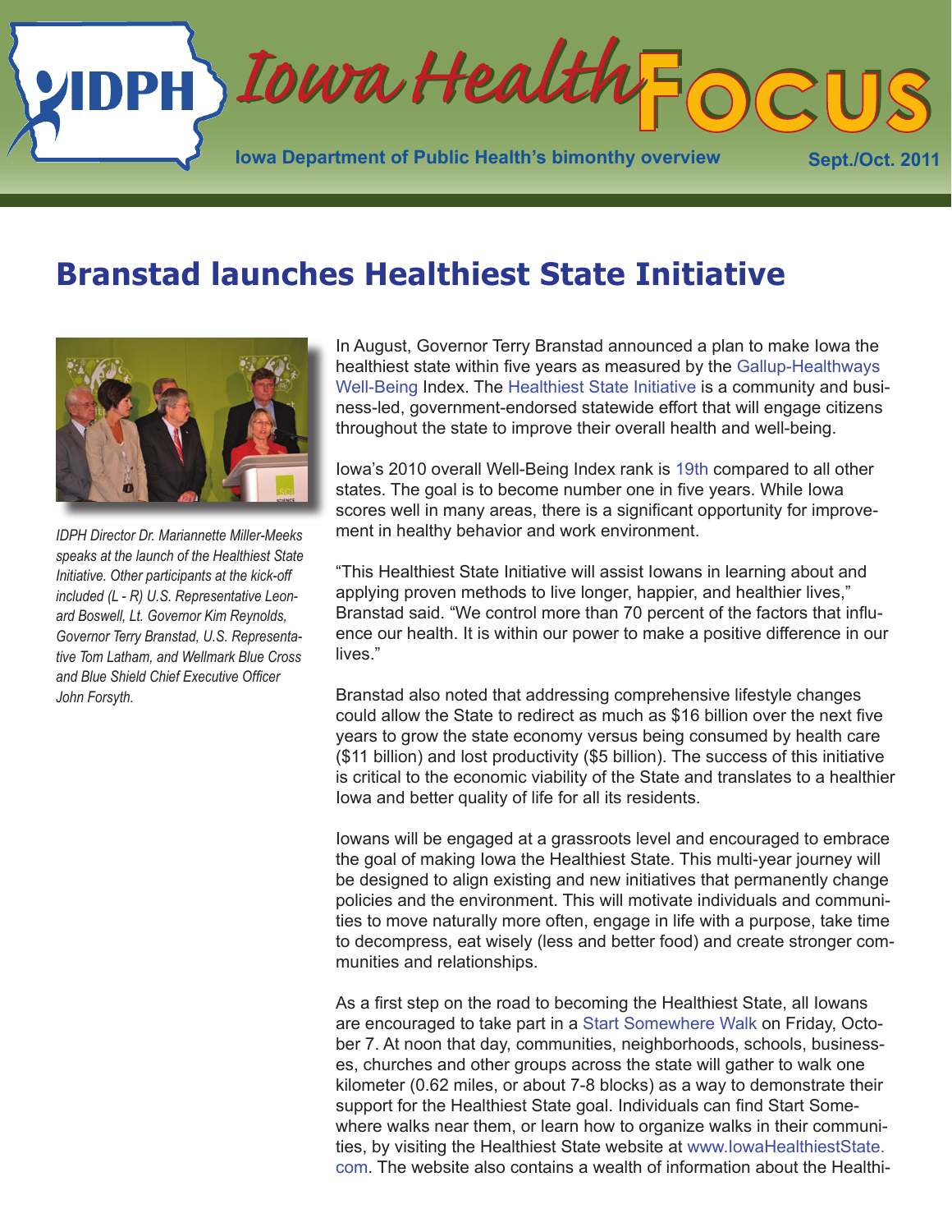# Iowa Health FOCUS

Iowa Department of Public Health's bimonthy overview

Sept./Oct. 2011

## Branstad launches Healthiest State Initiative

*IDPH Director Dr. Mariannette Miller-Meeks speaks at the launch of the Healthiest State Initiative. Other participants at the kick-off included (L - R) U.S. Representative Leonard Boswell, Lt. Governor Kim Reynolds, Governor Terry Branstad, U.S. Representative Tom Latham, and Wellmark Blue Cross and Blue Shield Chief Executive Officer John Forsyth.*

In August, Governor Terry Branstad announced a plan to make Iowa the healthiest state within five years as measured by the Gallup-Healthways Well-Being Index. The Healthiest State Initiative is a community and business-led, government-endorsed statewide effort that will engage citizens throughout the state to improve their overall health and well-being.

Iowa's 2010 overall Well-Being Index rank is 19th compared to all other states. The goal is to become number one in five years. While Iowa scores well in many areas, there is a significant opportunity for improvement in healthy behavior and work environment.

"This Healthiest State Initiative will assist Iowans in learning about and applying proven methods to live longer, happier, and healthier lives," Branstad said. "We control more than 70 percent of the factors that influence our health. It is within our power to make a positive difference in our lives."

Branstad also noted that addressing comprehensive lifestyle changes could allow the State to redirect as much as $16 billion over the next five years to grow the state economy versus being consumed by health care ($11 billion) and lost productivity ($5 billion). The success of this initiative is critical to the economic viability of the State and translates to a healthier Iowa and better quality of life for all its residents.

Iowans will be engaged at a grassroots level and encouraged to embrace the goal of making Iowa the Healthiest State. This multi-year journey will be designed to align existing and new initiatives that permanently change policies and the environment. This will motivate individuals and communities to move naturally more often, engage in life with a purpose, take time to decompress, eat wisely (less and better food) and create stronger communities and relationships.

As a first step on the road to becoming the Healthiest State, all Iowans are encouraged to take part in a Start Somewhere Walk on Friday, October 7. At noon that day, communities, neighborhoods, schools, businesses, churches and other groups across the state will gather to walk one kilometer (0.62 miles, or about 7-8 blocks) as a way to demonstrate their support for the Healthiest State goal. Individuals can find Start Somewhere walks near them, or learn how to organize walks in their communities, by visiting the Healthiest State website at www.IowaHealthiestState.com. The website also contains a wealth of information about the Healthi-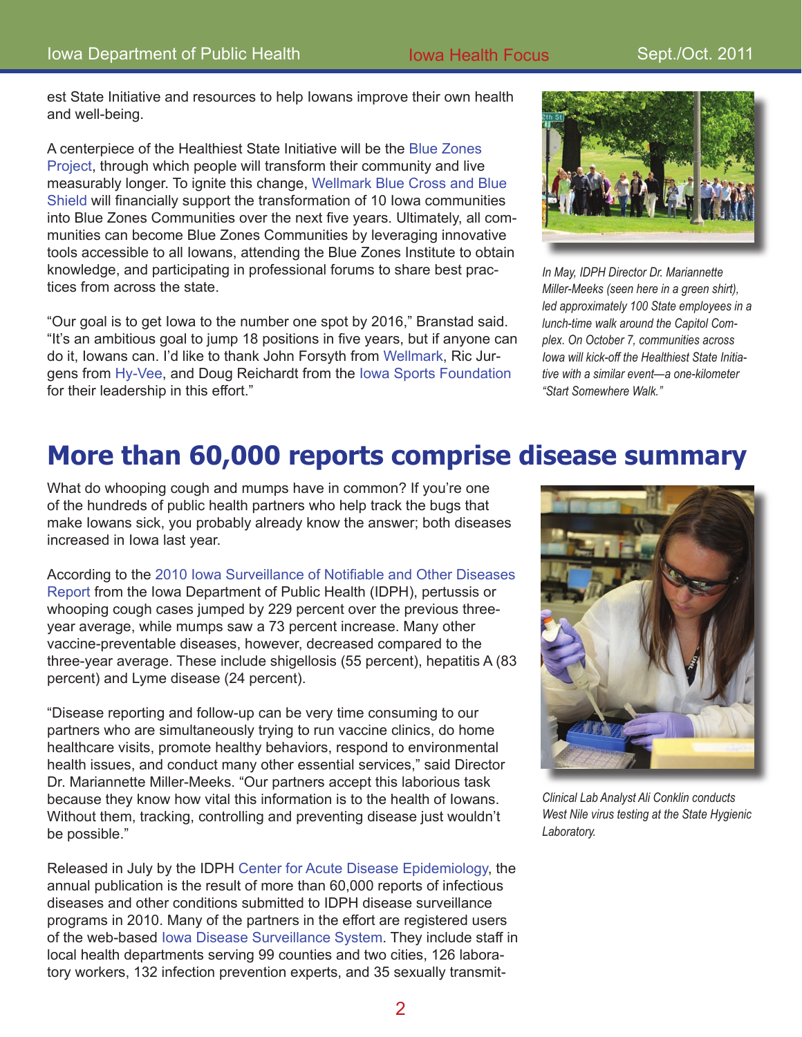est State Initiative and resources to help Iowans improve their own health and well-being.

A centerpiece of the Healthiest State Initiative will be the Blue Zones Project, through which people will transform their community and live measurably longer. To ignite this change, Wellmark Blue Cross and Blue Shield will financially support the transformation of 10 Iowa communities into Blue Zones Communities over the next five years. Ultimately, all communities can become Blue Zones Communities by leveraging innovative tools accessible to all Iowans, attending the Blue Zones Institute to obtain knowledge, and participating in professional forums to share best practices from across the state.

"Our goal is to get Iowa to the number one spot by 2016," Branstad said. "It's an ambitious goal to jump 18 positions in five years, but if anyone can do it, Iowans can. I'd like to thank John Forsyth from Wellmark, Ric Jurgens from Hy-Vee, and Doug Reichardt from the Iowa Sports Foundation for their leadership in this effort."

*In May, IDPH Director Dr. Mariannette Miller-Meeks (seen here in a green shirt), led approximately 100 State employees in a lunch-time walk around the Capitol Complex. On October 7, communities across Iowa will kick-off the Healthiest State Initiative with a similar event—a one-kilometer "Start Somewhere Walk."*

# More than 60,000 reports comprise disease summary

What do whooping cough and mumps have in common? If you're one of the hundreds of public health partners who help track the bugs that make Iowans sick, you probably already know the answer; both diseases increased in Iowa last year.

According to the 2010 Iowa Surveillance of Notifiable and Other Diseases Report from the Iowa Department of Public Health (IDPH), pertussis or whooping cough cases jumped by 229 percent over the previous three-year average, while mumps saw a 73 percent increase. Many other vaccine-preventable diseases, however, decreased compared to the three-year average. These include shigellosis (55 percent), hepatitis A (83 percent) and Lyme disease (24 percent).

"Disease reporting and follow-up can be very time consuming to our partners who are simultaneously trying to run vaccine clinics, do home healthcare visits, promote healthy behaviors, respond to environmental health issues, and conduct many other essential services," said Director Dr. Mariannette Miller-Meeks. "Our partners accept this laborious task because they know how vital this information is to the health of Iowans. Without them, tracking, controlling and preventing disease just wouldn't be possible."

*Clinical Lab Analyst Ali Conklin conducts West Nile virus testing at the State Hygienic Laboratory.*

Released in July by the IDPH Center for Acute Disease Epidemiology, the annual publication is the result of more than 60,000 reports of infectious diseases and other conditions submitted to IDPH disease surveillance programs in 2010. Many of the partners in the effort are registered users of the web-based Iowa Disease Surveillance System. They include staff in local health departments serving 99 counties and two cities, 126 laboratory workers, 132 infection prevention experts, and 35 sexually transmit-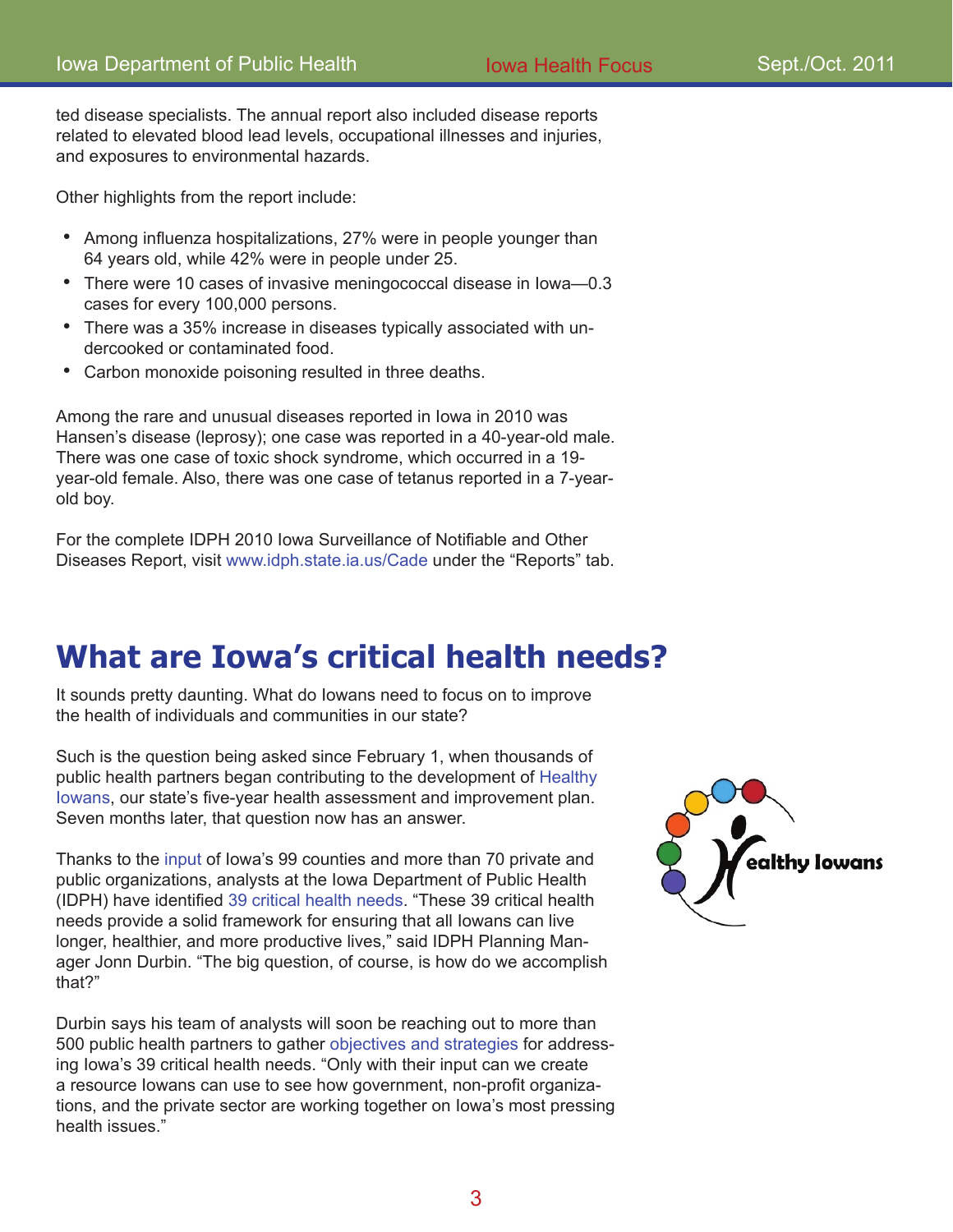ted disease specialists. The annual report also included disease reports related to elevated blood lead levels, occupational illnesses and injuries, and exposures to environmental hazards.

Other highlights from the report include:

- Among influenza hospitalizations, 27% were in people younger than 64 years old, while 42% were in people under 25.
- There were 10 cases of invasive meningococcal disease in Iowa—0.3 cases for every 100,000 persons.
- There was a 35% increase in diseases typically associated with undercooked or contaminated food.
- Carbon monoxide poisoning resulted in three deaths.

Among the rare and unusual diseases reported in Iowa in 2010 was Hansen's disease (leprosy); one case was reported in a 40-year-old male. There was one case of toxic shock syndrome, which occurred in a 19-year-old female. Also, there was one case of tetanus reported in a 7-year-old boy.

For the complete IDPH 2010 Iowa Surveillance of Notifiable and Other Diseases Report, visit www.idph.state.ia.us/Cade under the "Reports" tab.

# What are Iowa's critical health needs?

It sounds pretty daunting. What do Iowans need to focus on to improve the health of individuals and communities in our state?

Such is the question being asked since February 1, when thousands of public health partners began contributing to the development of Healthy Iowans, our state's five-year health assessment and improvement plan. Seven months later, that question now has an answer.

Thanks to the input of Iowa's 99 counties and more than 70 private and public organizations, analysts at the Iowa Department of Public Health (IDPH) have identified 39 critical health needs. "These 39 critical health needs provide a solid framework for ensuring that all Iowans can live longer, healthier, and more productive lives," said IDPH Planning Manager Jonn Durbin. "The big question, of course, is how do we accomplish that?"

Durbin says his team of analysts will soon be reaching out to more than 500 public health partners to gather objectives and strategies for addressing Iowa's 39 critical health needs. "Only with their input can we create a resource Iowans can use to see how government, non-profit organizations, and the private sector are working together on Iowa's most pressing health issues."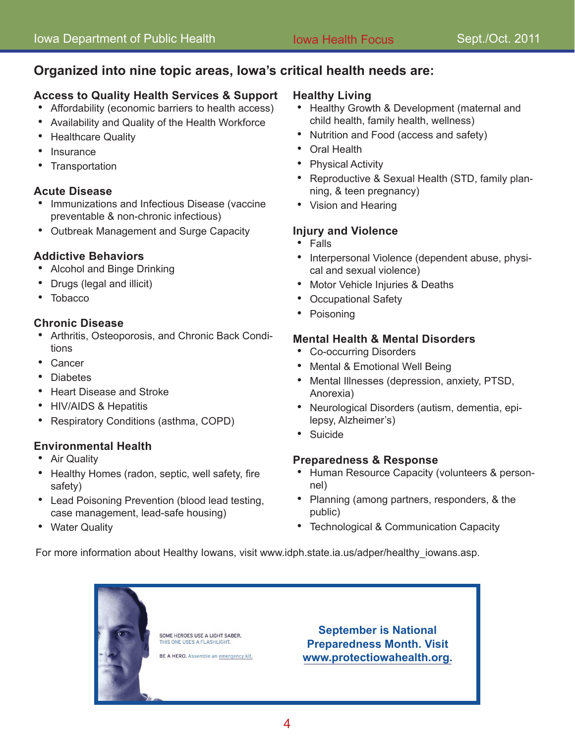## Organized into nine topic areas, Iowa's critical health needs are:

### Access to Quality Health Services & Support

- Affordability (economic barriers to health access)
- Availability and Quality of the Health Workforce
- Healthcare Quality
- Insurance
- Transportation

### Acute Disease

- Immunizations and Infectious Disease (vaccine preventable & non-chronic infectious)
- Outbreak Management and Surge Capacity

### Addictive Behaviors

- Alcohol and Binge Drinking
- Drugs (legal and illicit)
- Tobacco

### Chronic Disease

- Arthritis, Osteoporosis, and Chronic Back Conditions
- Cancer
- Diabetes
- Heart Disease and Stroke
- HIV/AIDS & Hepatitis
- Respiratory Conditions (asthma, COPD)

### Environmental Health

- Air Quality
- Healthy Homes (radon, septic, well safety, fire safety)
- Lead Poisoning Prevention (blood lead testing, case management, lead-safe housing)
- Water Quality

### Healthy Living

- Healthy Growth & Development (maternal and child health, family health, wellness)
- Nutrition and Food (access and safety)
- Oral Health
- Physical Activity
- Reproductive & Sexual Health (STD, family planning, & teen pregnancy)
- Vision and Hearing

### Injury and Violence

- Falls
- Interpersonal Violence (dependent abuse, physical and sexual violence)
- Motor Vehicle Injuries & Deaths
- Occupational Safety
- Poisoning

### Mental Health & Mental Disorders

- Co-occurring Disorders
- Mental & Emotional Well Being
- Mental Illnesses (depression, anxiety, PTSD, Anorexia)
- Neurological Disorders (autism, dementia, epilepsy, Alzheimer's)
- Suicide

### Preparedness & Response

- Human Resource Capacity (volunteers & personnel)
- Planning (among partners, responders, & the public)
- Technological & Communication Capacity

For more information about Healthy Iowans, visit www.idph.state.ia.us/adper/healthy_iowans.asp.

SOME HEROES USE A LIGHT SABER. THIS ONE USES A FLASHLIGHT.

BE A HERO. Assemble an emergency kit.

**September is National Preparedness Month. Visit www.protectiowahealth.org.**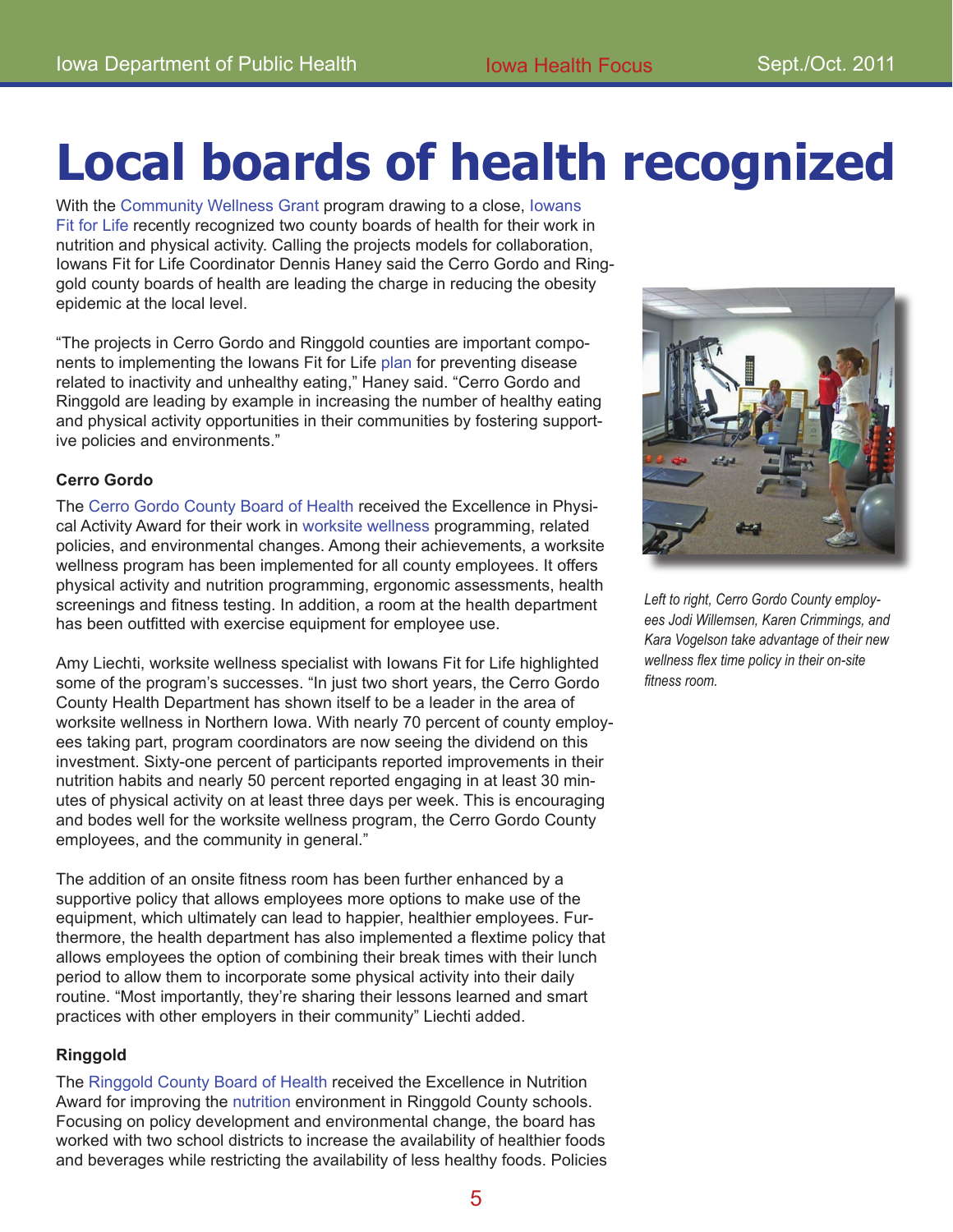# Local boards of health recognized

With the Community Wellness Grant program drawing to a close, Iowans Fit for Life recently recognized two county boards of health for their work in nutrition and physical activity. Calling the projects models for collaboration, Iowans Fit for Life Coordinator Dennis Haney said the Cerro Gordo and Ringgold county boards of health are leading the charge in reducing the obesity epidemic at the local level.

"The projects in Cerro Gordo and Ringgold counties are important components to implementing the Iowans Fit for Life plan for preventing disease related to inactivity and unhealthy eating," Haney said. "Cerro Gordo and Ringgold are leading by example in increasing the number of healthy eating and physical activity opportunities in their communities by fostering supportive policies and environments."

*Left to right, Cerro Gordo County employees Jodi Willemsen, Karen Crimmings, and Kara Vogelson take advantage of their new wellness flex time policy in their on-site fitness room.*

### Cerro Gordo

The Cerro Gordo County Board of Health received the Excellence in Physical Activity Award for their work in worksite wellness programming, related policies, and environmental changes. Among their achievements, a worksite wellness program has been implemented for all county employees. It offers physical activity and nutrition programming, ergonomic assessments, health screenings and fitness testing. In addition, a room at the health department has been outfitted with exercise equipment for employee use.

Amy Liechti, worksite wellness specialist with Iowans Fit for Life highlighted some of the program's successes. "In just two short years, the Cerro Gordo County Health Department has shown itself to be a leader in the area of worksite wellness in Northern Iowa. With nearly 70 percent of county employees taking part, program coordinators are now seeing the dividend on this investment. Sixty-one percent of participants reported improvements in their nutrition habits and nearly 50 percent reported engaging in at least 30 minutes of physical activity on at least three days per week. This is encouraging and bodes well for the worksite wellness program, the Cerro Gordo County employees, and the community in general."

The addition of an onsite fitness room has been further enhanced by a supportive policy that allows employees more options to make use of the equipment, which ultimately can lead to happier, healthier employees. Furthermore, the health department has also implemented a flextime policy that allows employees the option of combining their break times with their lunch period to allow them to incorporate some physical activity into their daily routine. "Most importantly, they're sharing their lessons learned and smart practices with other employers in their community" Liechti added.

### Ringgold

The Ringgold County Board of Health received the Excellence in Nutrition Award for improving the nutrition environment in Ringgold County schools. Focusing on policy development and environmental change, the board has worked with two school districts to increase the availability of healthier foods and beverages while restricting the availability of less healthy foods. Policies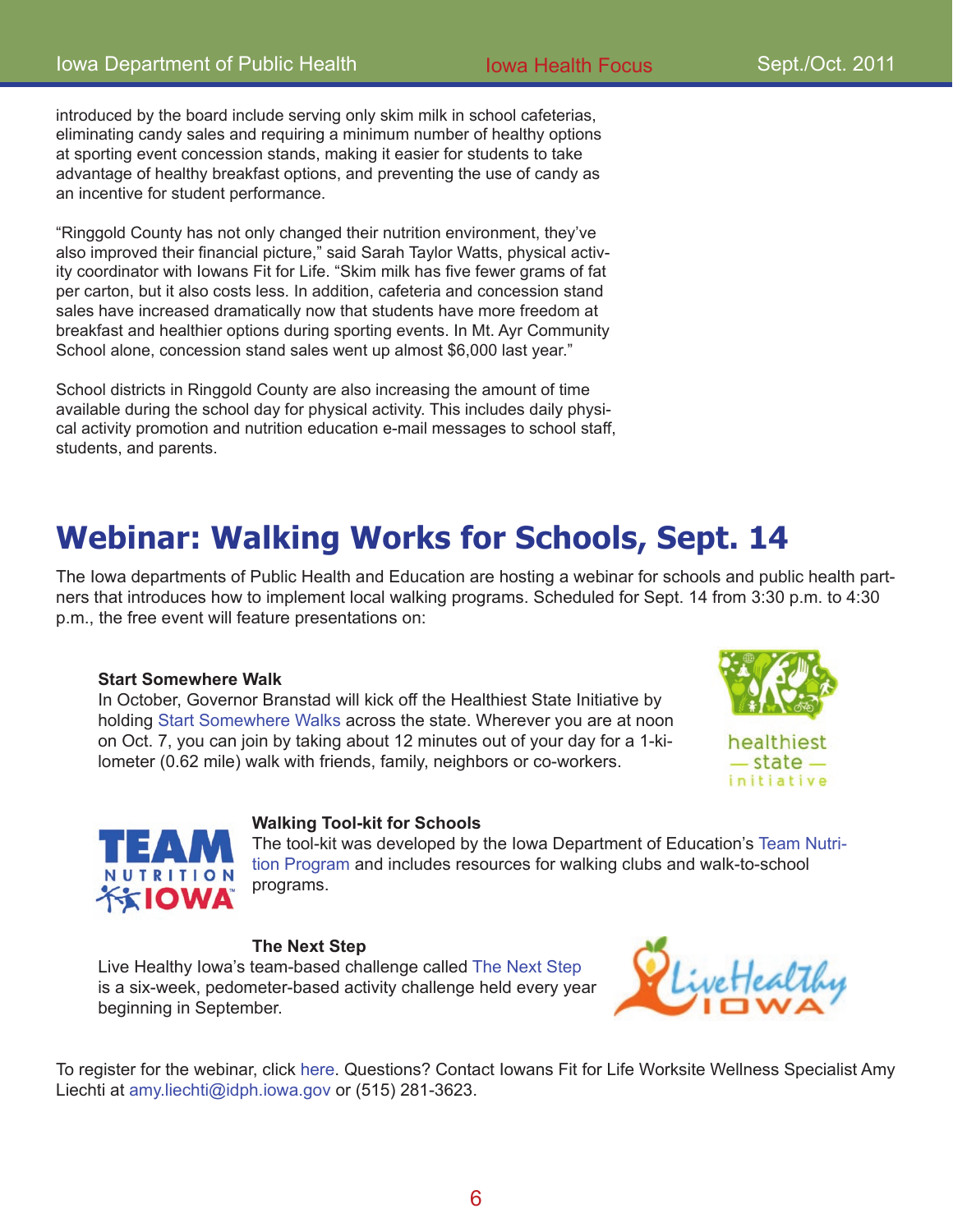introduced by the board include serving only skim milk in school cafeterias, eliminating candy sales and requiring a minimum number of healthy options at sporting event concession stands, making it easier for students to take advantage of healthy breakfast options, and preventing the use of candy as an incentive for student performance.

"Ringgold County has not only changed their nutrition environment, they've also improved their financial picture," said Sarah Taylor Watts, physical activity coordinator with Iowans Fit for Life. "Skim milk has five fewer grams of fat per carton, but it also costs less. In addition, cafeteria and concession stand sales have increased dramatically now that students have more freedom at breakfast and healthier options during sporting events. In Mt. Ayr Community School alone, concession stand sales went up almost $6,000 last year."

School districts in Ringgold County are also increasing the amount of time available during the school day for physical activity. This includes daily physical activity promotion and nutrition education e-mail messages to school staff, students, and parents.

# Webinar: Walking Works for Schools, Sept. 14

The Iowa departments of Public Health and Education are hosting a webinar for schools and public health partners that introduces how to implement local walking programs. Scheduled for Sept. 14 from 3:30 p.m. to 4:30 p.m., the free event will feature presentations on:

**Start Somewhere Walk**
In October, Governor Branstad will kick off the Healthiest State Initiative by holding Start Somewhere Walks across the state. Wherever you are at noon on Oct. 7, you can join by taking about 12 minutes out of your day for a 1-kilometer (0.62 mile) walk with friends, family, neighbors or co-workers.

healthiest — state — initiative

**Walking Tool-kit for Schools**
The tool-kit was developed by the Iowa Department of Education's Team Nutrition Program and includes resources for walking clubs and walk-to-school programs.

**The Next Step**
Live Healthy Iowa's team-based challenge called The Next Step is a six-week, pedometer-based activity challenge held every year beginning in September.

To register for the webinar, click here. Questions? Contact Iowans Fit for Life Worksite Wellness Specialist Amy Liechti at amy.liechti@idph.iowa.gov or (515) 281-3623.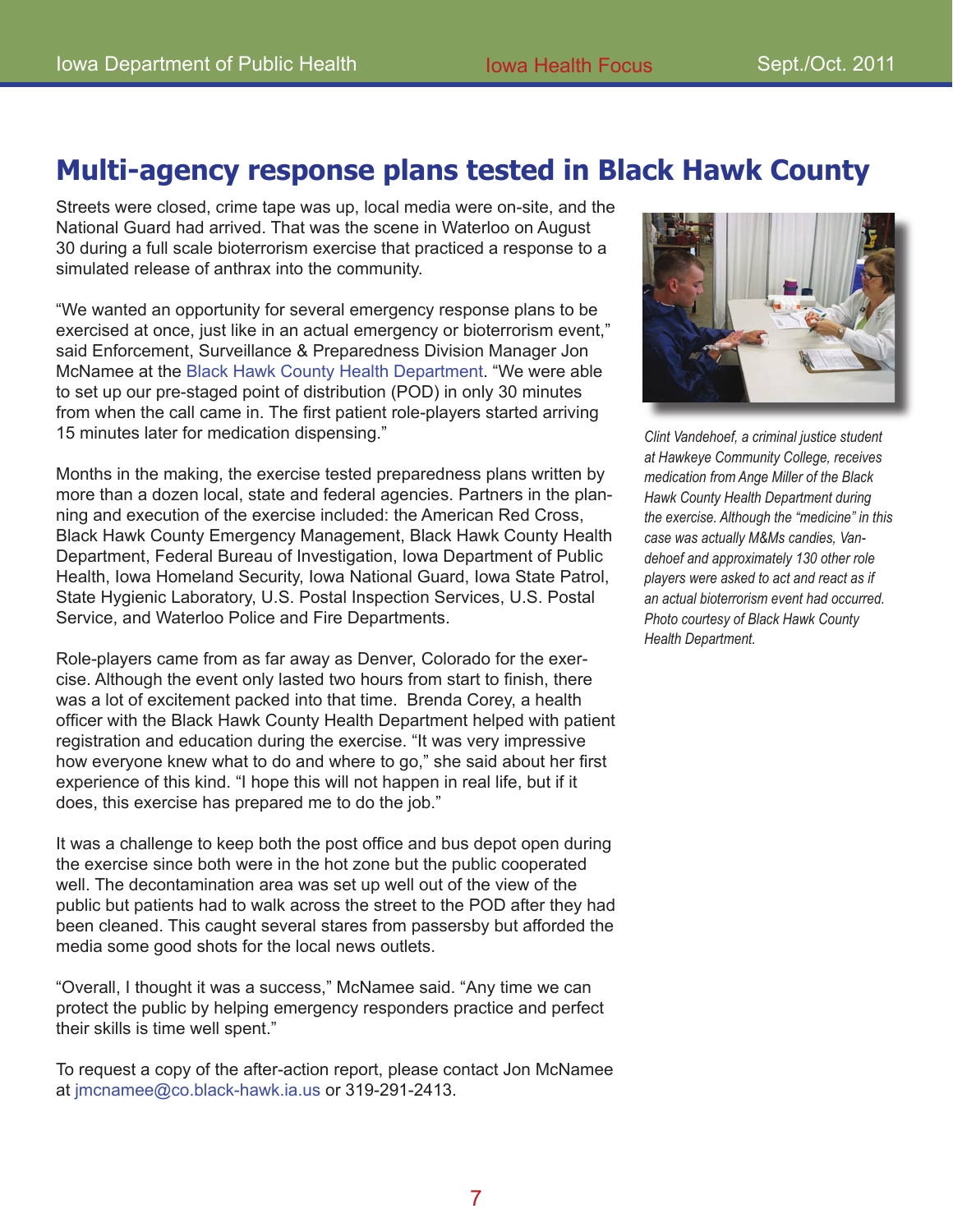# Multi-agency response plans tested in Black Hawk County

Streets were closed, crime tape was up, local media were on-site, and the National Guard had arrived. That was the scene in Waterloo on August 30 during a full scale bioterrorism exercise that practiced a response to a simulated release of anthrax into the community.

"We wanted an opportunity for several emergency response plans to be exercised at once, just like in an actual emergency or bioterrorism event," said Enforcement, Surveillance & Preparedness Division Manager Jon McNamee at the Black Hawk County Health Department. "We were able to set up our pre-staged point of distribution (POD) in only 30 minutes from when the call came in. The first patient role-players started arriving 15 minutes later for medication dispensing."

Months in the making, the exercise tested preparedness plans written by more than a dozen local, state and federal agencies. Partners in the planning and execution of the exercise included: the American Red Cross, Black Hawk County Emergency Management, Black Hawk County Health Department, Federal Bureau of Investigation, Iowa Department of Public Health, Iowa Homeland Security, Iowa National Guard, Iowa State Patrol, State Hygienic Laboratory, U.S. Postal Inspection Services, U.S. Postal Service, and Waterloo Police and Fire Departments.

Role-players came from as far away as Denver, Colorado for the exercise. Although the event only lasted two hours from start to finish, there was a lot of excitement packed into that time. Brenda Corey, a health officer with the Black Hawk County Health Department helped with patient registration and education during the exercise. "It was very impressive how everyone knew what to do and where to go," she said about her first experience of this kind. "I hope this will not happen in real life, but if it does, this exercise has prepared me to do the job."

It was a challenge to keep both the post office and bus depot open during the exercise since both were in the hot zone but the public cooperated well. The decontamination area was set up well out of the view of the public but patients had to walk across the street to the POD after they had been cleaned. This caught several stares from passersby but afforded the media some good shots for the local news outlets.

"Overall, I thought it was a success," McNamee said. "Any time we can protect the public by helping emergency responders practice and perfect their skills is time well spent."

To request a copy of the after-action report, please contact Jon McNamee at jmcnamee@co.black-hawk.ia.us or 319-291-2413.

*Clint Vandehoef, a criminal justice student at Hawkeye Community College, receives medication from Ange Miller of the Black Hawk County Health Department during the exercise. Although the "medicine" in this case was actually M&Ms candies, Vandehoef and approximately 130 other role players were asked to act and react as if an actual bioterrorism event had occurred. Photo courtesy of Black Hawk County Health Department.*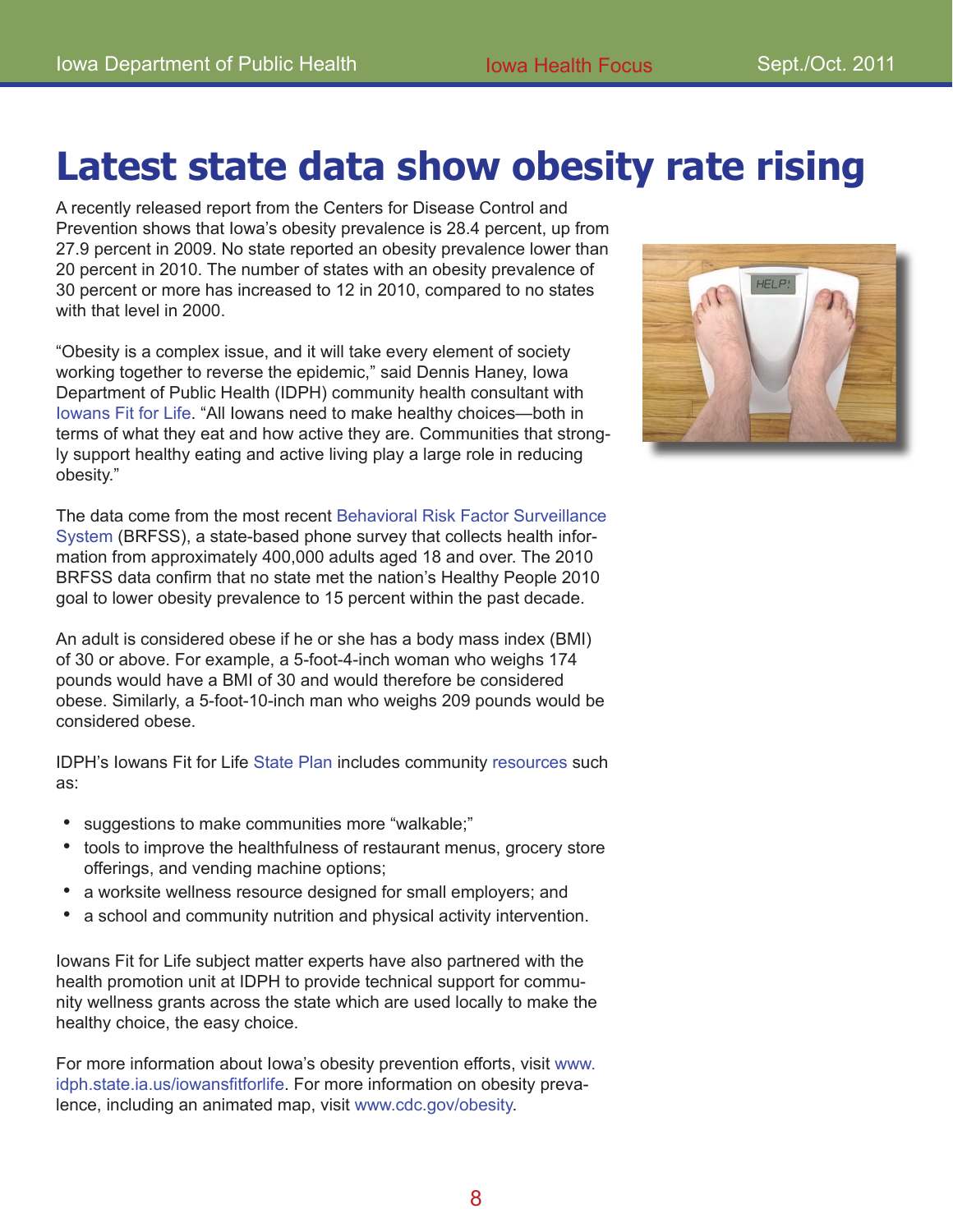# Latest state data show obesity rate rising

A recently released report from the Centers for Disease Control and Prevention shows that Iowa's obesity prevalence is 28.4 percent, up from 27.9 percent in 2009. No state reported an obesity prevalence lower than 20 percent in 2010. The number of states with an obesity prevalence of 30 percent or more has increased to 12 in 2010, compared to no states with that level in 2000.

"Obesity is a complex issue, and it will take every element of society working together to reverse the epidemic," said Dennis Haney, Iowa Department of Public Health (IDPH) community health consultant with Iowans Fit for Life. "All Iowans need to make healthy choices—both in terms of what they eat and how active they are. Communities that strongly support healthy eating and active living play a large role in reducing obesity."

The data come from the most recent Behavioral Risk Factor Surveillance System (BRFSS), a state-based phone survey that collects health information from approximately 400,000 adults aged 18 and over. The 2010 BRFSS data confirm that no state met the nation's Healthy People 2010 goal to lower obesity prevalence to 15 percent within the past decade.

An adult is considered obese if he or she has a body mass index (BMI) of 30 or above. For example, a 5-foot-4-inch woman who weighs 174 pounds would have a BMI of 30 and would therefore be considered obese. Similarly, a 5-foot-10-inch man who weighs 209 pounds would be considered obese.

IDPH's Iowans Fit for Life State Plan includes community resources such as:

- suggestions to make communities more "walkable;"
- tools to improve the healthfulness of restaurant menus, grocery store offerings, and vending machine options;
- a worksite wellness resource designed for small employers; and
- a school and community nutrition and physical activity intervention.

Iowans Fit for Life subject matter experts have also partnered with the health promotion unit at IDPH to provide technical support for community wellness grants across the state which are used locally to make the healthy choice, the easy choice.

For more information about Iowa's obesity prevention efforts, visit www.idph.state.ia.us/iowansfitforlife. For more information on obesity prevalence, including an animated map, visit www.cdc.gov/obesity.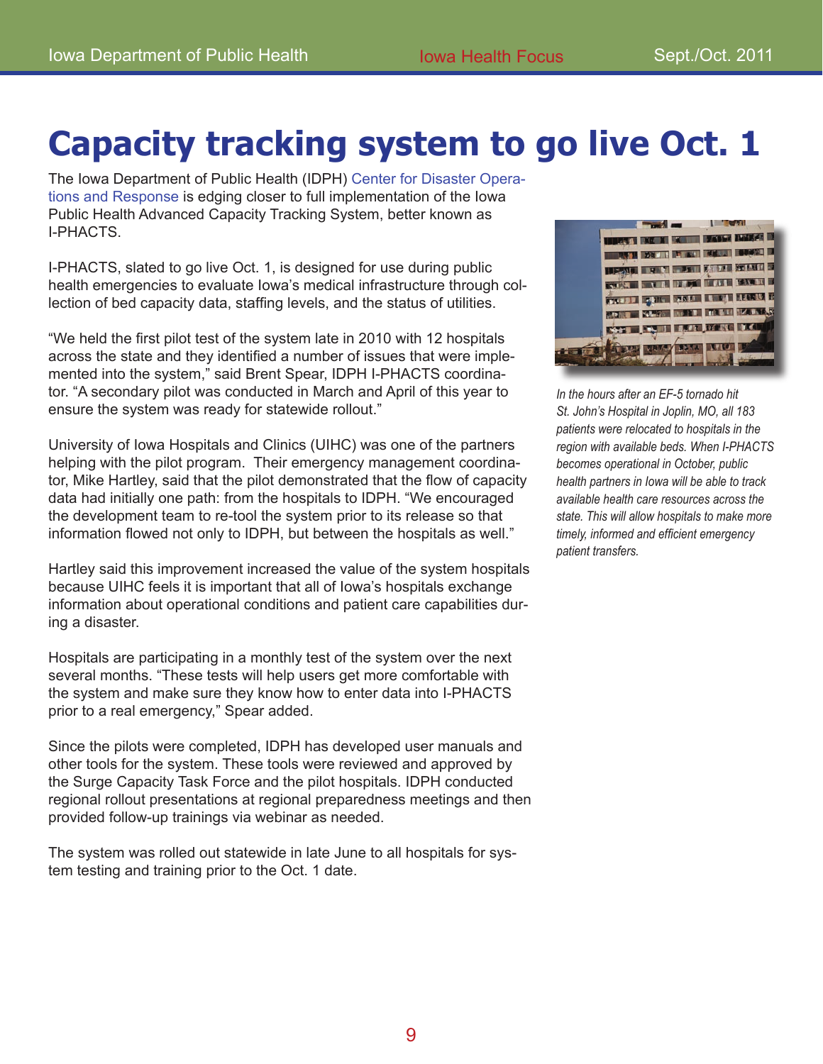# Capacity tracking system to go live Oct. 1

The Iowa Department of Public Health (IDPH) Center for Disaster Operations and Response is edging closer to full implementation of the Iowa Public Health Advanced Capacity Tracking System, better known as I-PHACTS.

I-PHACTS, slated to go live Oct. 1, is designed for use during public health emergencies to evaluate Iowa's medical infrastructure through collection of bed capacity data, staffing levels, and the status of utilities.

"We held the first pilot test of the system late in 2010 with 12 hospitals across the state and they identified a number of issues that were implemented into the system," said Brent Spear, IDPH I-PHACTS coordinator. "A secondary pilot was conducted in March and April of this year to ensure the system was ready for statewide rollout."

University of Iowa Hospitals and Clinics (UIHC) was one of the partners helping with the pilot program. Their emergency management coordinator, Mike Hartley, said that the pilot demonstrated that the flow of capacity data had initially one path: from the hospitals to IDPH. "We encouraged the development team to re-tool the system prior to its release so that information flowed not only to IDPH, but between the hospitals as well."

Hartley said this improvement increased the value of the system hospitals because UIHC feels it is important that all of Iowa's hospitals exchange information about operational conditions and patient care capabilities during a disaster.

Hospitals are participating in a monthly test of the system over the next several months. "These tests will help users get more comfortable with the system and make sure they know how to enter data into I-PHACTS prior to a real emergency," Spear added.

Since the pilots were completed, IDPH has developed user manuals and other tools for the system. These tools were reviewed and approved by the Surge Capacity Task Force and the pilot hospitals. IDPH conducted regional rollout presentations at regional preparedness meetings and then provided follow-up trainings via webinar as needed.

The system was rolled out statewide in late June to all hospitals for system testing and training prior to the Oct. 1 date.

*In the hours after an EF-5 tornado hit St. John's Hospital in Joplin, MO, all 183 patients were relocated to hospitals in the region with available beds. When I-PHACTS becomes operational in October, public health partners in Iowa will be able to track available health care resources across the state. This will allow hospitals to make more timely, informed and efficient emergency patient transfers.*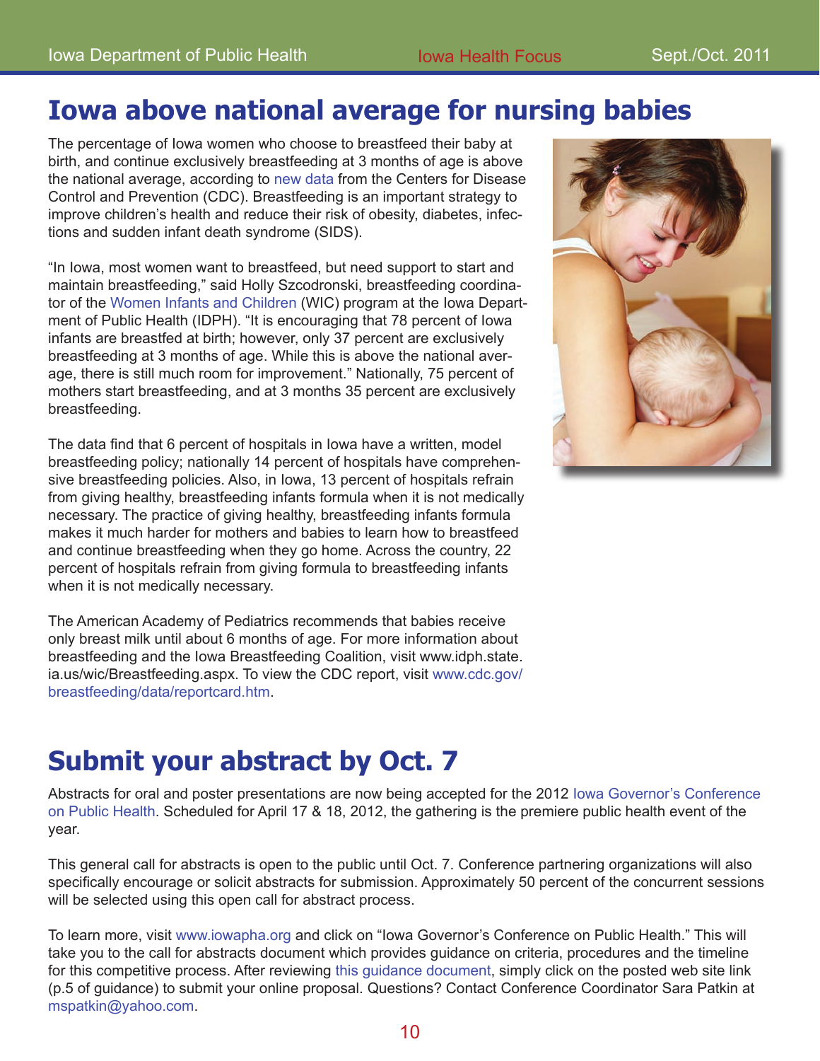# Iowa above national average for nursing babies

The percentage of Iowa women who choose to breastfeed their baby at birth, and continue exclusively breastfeeding at 3 months of age is above the national average, according to new data from the Centers for Disease Control and Prevention (CDC). Breastfeeding is an important strategy to improve children's health and reduce their risk of obesity, diabetes, infections and sudden infant death syndrome (SIDS).

"In Iowa, most women want to breastfeed, but need support to start and maintain breastfeeding," said Holly Szcodronski, breastfeeding coordinator of the Women Infants and Children (WIC) program at the Iowa Department of Public Health (IDPH). "It is encouraging that 78 percent of Iowa infants are breastfed at birth; however, only 37 percent are exclusively breastfeeding at 3 months of age. While this is above the national average, there is still much room for improvement." Nationally, 75 percent of mothers start breastfeeding, and at 3 months 35 percent are exclusively breastfeeding.

The data find that 6 percent of hospitals in Iowa have a written, model breastfeeding policy; nationally 14 percent of hospitals have comprehensive breastfeeding policies. Also, in Iowa, 13 percent of hospitals refrain from giving healthy, breastfeeding infants formula when it is not medically necessary. The practice of giving healthy, breastfeeding infants formula makes it much harder for mothers and babies to learn how to breastfeed and continue breastfeeding when they go home. Across the country, 22 percent of hospitals refrain from giving formula to breastfeeding infants when it is not medically necessary.

The American Academy of Pediatrics recommends that babies receive only breast milk until about 6 months of age. For more information about breastfeeding and the Iowa Breastfeeding Coalition, visit www.idph.state.ia.us/wic/Breastfeeding.aspx. To view the CDC report, visit www.cdc.gov/breastfeeding/data/reportcard.htm.

# Submit your abstract by Oct. 7

Abstracts for oral and poster presentations are now being accepted for the 2012 Iowa Governor's Conference on Public Health. Scheduled for April 17 & 18, 2012, the gathering is the premiere public health event of the year.

This general call for abstracts is open to the public until Oct. 7. Conference partnering organizations will also specifically encourage or solicit abstracts for submission. Approximately 50 percent of the concurrent sessions will be selected using this open call for abstract process.

To learn more, visit www.iowapha.org and click on "Iowa Governor's Conference on Public Health." This will take you to the call for abstracts document which provides guidance on criteria, procedures and the timeline for this competitive process. After reviewing this guidance document, simply click on the posted web site link (p.5 of guidance) to submit your online proposal. Questions? Contact Conference Coordinator Sara Patkin at mspatkin@yahoo.com.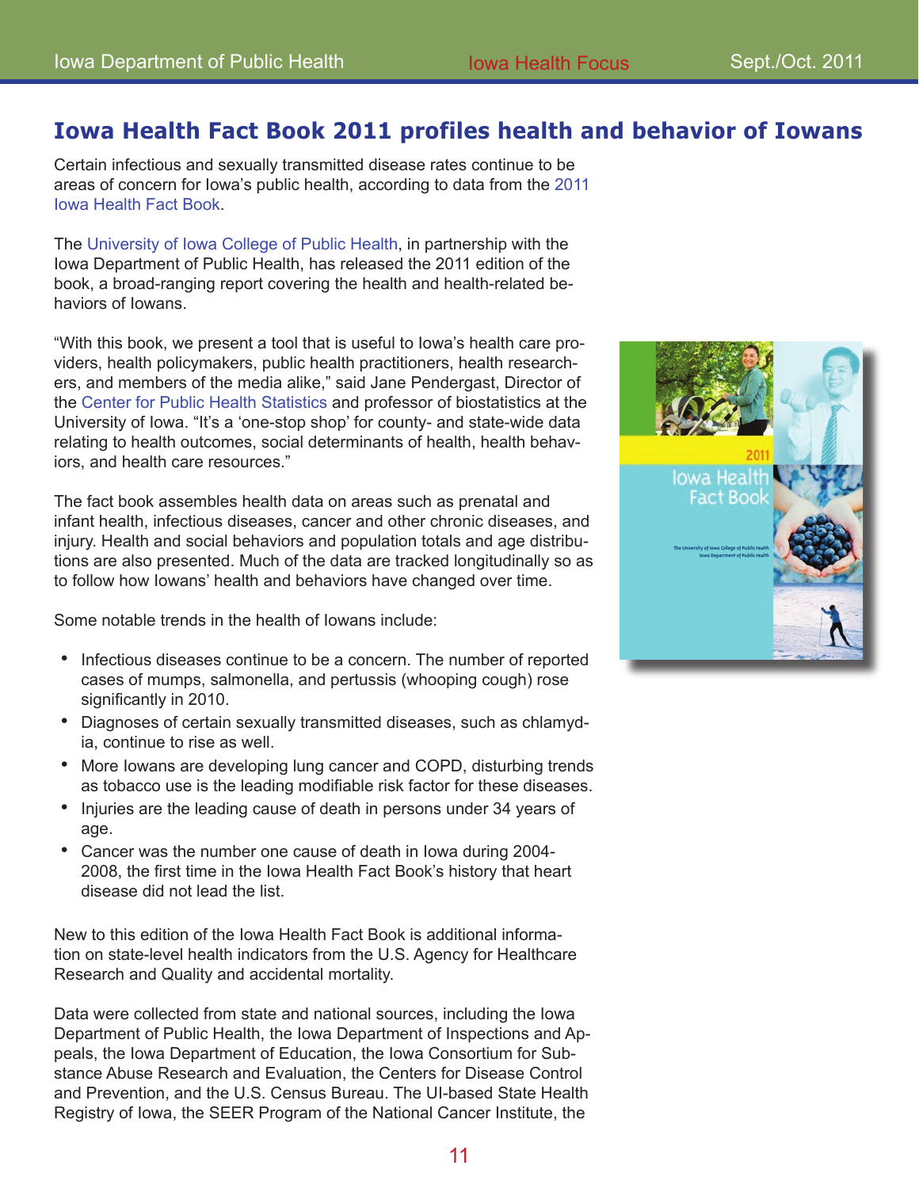# Iowa Health Fact Book 2011 profiles health and behavior of Iowans

Certain infectious and sexually transmitted disease rates continue to be areas of concern for Iowa's public health, according to data from the 2011 Iowa Health Fact Book.

The University of Iowa College of Public Health, in partnership with the Iowa Department of Public Health, has released the 2011 edition of the book, a broad-ranging report covering the health and health-related behaviors of Iowans.

"With this book, we present a tool that is useful to Iowa's health care providers, health policymakers, public health practitioners, health researchers, and members of the media alike," said Jane Pendergast, Director of the Center for Public Health Statistics and professor of biostatistics at the University of Iowa. "It's a 'one-stop shop' for county- and state-wide data relating to health outcomes, social determinants of health, health behaviors, and health care resources."

The fact book assembles health data on areas such as prenatal and infant health, infectious diseases, cancer and other chronic diseases, and injury. Health and social behaviors and population totals and age distributions are also presented. Much of the data are tracked longitudinally so as to follow how Iowans' health and behaviors have changed over time.

Some notable trends in the health of Iowans include:

- Infectious diseases continue to be a concern. The number of reported cases of mumps, salmonella, and pertussis (whooping cough) rose significantly in 2010.
- Diagnoses of certain sexually transmitted diseases, such as chlamydia, continue to rise as well.
- More Iowans are developing lung cancer and COPD, disturbing trends as tobacco use is the leading modifiable risk factor for these diseases.
- Injuries are the leading cause of death in persons under 34 years of age.
- Cancer was the number one cause of death in Iowa during 2004-2008, the first time in the Iowa Health Fact Book's history that heart disease did not lead the list.

New to this edition of the Iowa Health Fact Book is additional information on state-level health indicators from the U.S. Agency for Healthcare Research and Quality and accidental mortality.

Data were collected from state and national sources, including the Iowa Department of Public Health, the Iowa Department of Inspections and Appeals, the Iowa Department of Education, the Iowa Consortium for Substance Abuse Research and Evaluation, the Centers for Disease Control and Prevention, and the U.S. Census Bureau. The UI-based State Health Registry of Iowa, the SEER Program of the National Cancer Institute, the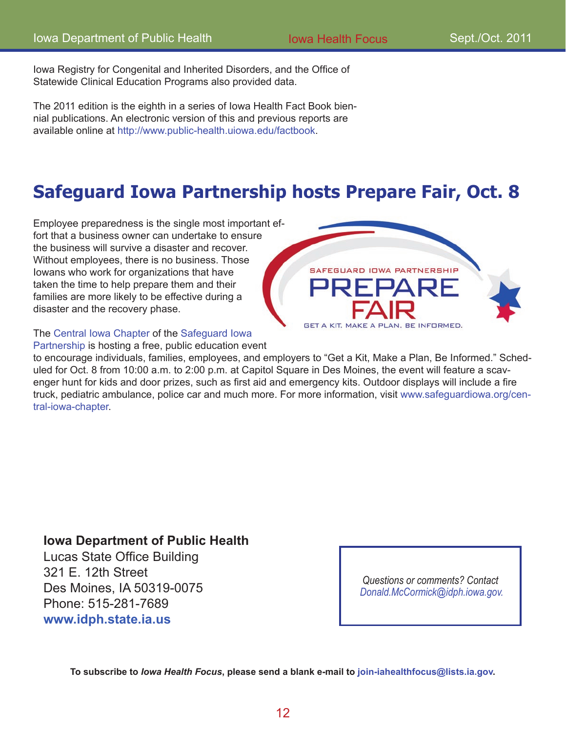Iowa Registry for Congenital and Inherited Disorders, and the Office of Statewide Clinical Education Programs also provided data.

The 2011 edition is the eighth in a series of Iowa Health Fact Book biennial publications. An electronic version of this and previous reports are available online at http://www.public-health.uiowa.edu/factbook.

## Safeguard Iowa Partnership hosts Prepare Fair, Oct. 8

SAFEGUARD IOWA PARTNERSHIP
PREPARE FAIR
GET A KIT. MAKE A PLAN. BE INFORMED.

Employee preparedness is the single most important effort that a business owner can undertake to ensure the business will survive a disaster and recover. Without employees, there is no business. Those Iowans who work for organizations that have taken the time to help prepare them and their families are more likely to be effective during a disaster and the recovery phase.

The Central Iowa Chapter of the Safeguard Iowa Partnership is hosting a free, public education event to encourage individuals, families, employees, and employers to "Get a Kit, Make a Plan, Be Informed." Scheduled for Oct. 8 from 10:00 a.m. to 2:00 p.m. at Capitol Square in Des Moines, the event will feature a scavenger hunt for kids and door prizes, such as first aid and emergency kits. Outdoor displays will include a fire truck, pediatric ambulance, police car and much more. For more information, visit www.safeguardiowa.org/central-iowa-chapter.

**Iowa Department of Public Health**
Lucas State Office Building
321 E. 12th Street
Des Moines, IA 50319-0075
Phone: 515-281-7689
**www.idph.state.ia.us**

*Questions or comments? Contact Donald.McCormick@idph.iowa.gov.*

**To subscribe to *Iowa Health Focus*, please send a blank e-mail to join-iahealthfocus@lists.ia.gov.**